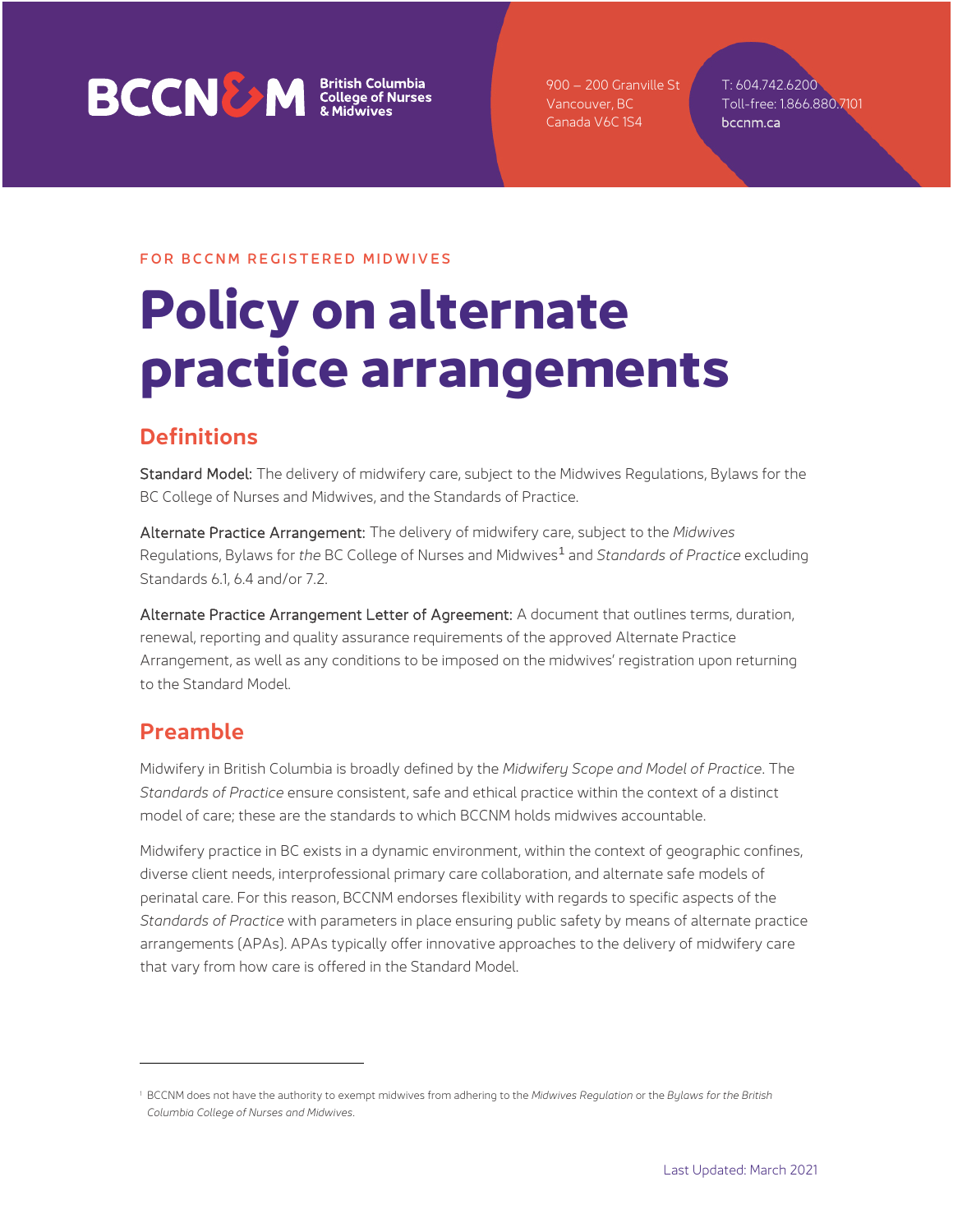FOR BCCNM REGISTERED MIDWIVES

# Policy on alternate practice arrangements

## Definitions

**Standard Model:** The delivery of midwifery care, subject to the Midwives Regulations, Bylaws for the BC College of Nurses and Midwives, and the Standards of Practice.

**Alternate Practice Arrangement:** The delivery of midwifery care, subject to the *Midwives* Regulations, Bylaws for *the* BC College of Nurses and Midwives[1] and *Standards of Practice* excluding Standards 6.1, 6.4 and/or 7.2.

**Alternate Practice Arrangement Letter of Agreement:** A document that outlines terms, duration, renewal, reporting and quality assurance requirements of the approved Alternate Practice Arrangement, as well as any conditions to be imposed on the midwives' registration upon returning to the Standard Model.

## Preamble

Midwifery in British Columbia is broadly defined by the *Midwifery Scope and Model of Practice*. The *Standards of Practice* ensure consistent, safe and ethical practice within the context of a distinct model of care; these are the standards to which BCCNM holds midwives accountable.

Midwifery practice in BC exists in a dynamic environment, within the context of geographic confines, diverse client needs, interprofessional primary care collaboration, and alternate safe models of perinatal care. For this reason, BCCNM endorses flexibility with regards to specific aspects of the *Standards of Practice* with parameters in place ensuring public safety by means of alternate practice arrangements (APAs). APAs typically offer innovative approaches to the delivery of midwifery care that vary from how care is offered in the Standard Model.

---

[1] BCCNM does not have the authority to exempt midwives from adhering to the *Midwives Regulation* or the *Bylaws for the British Columbia College of Nurses and Midwives*.

Last Updated: March 2021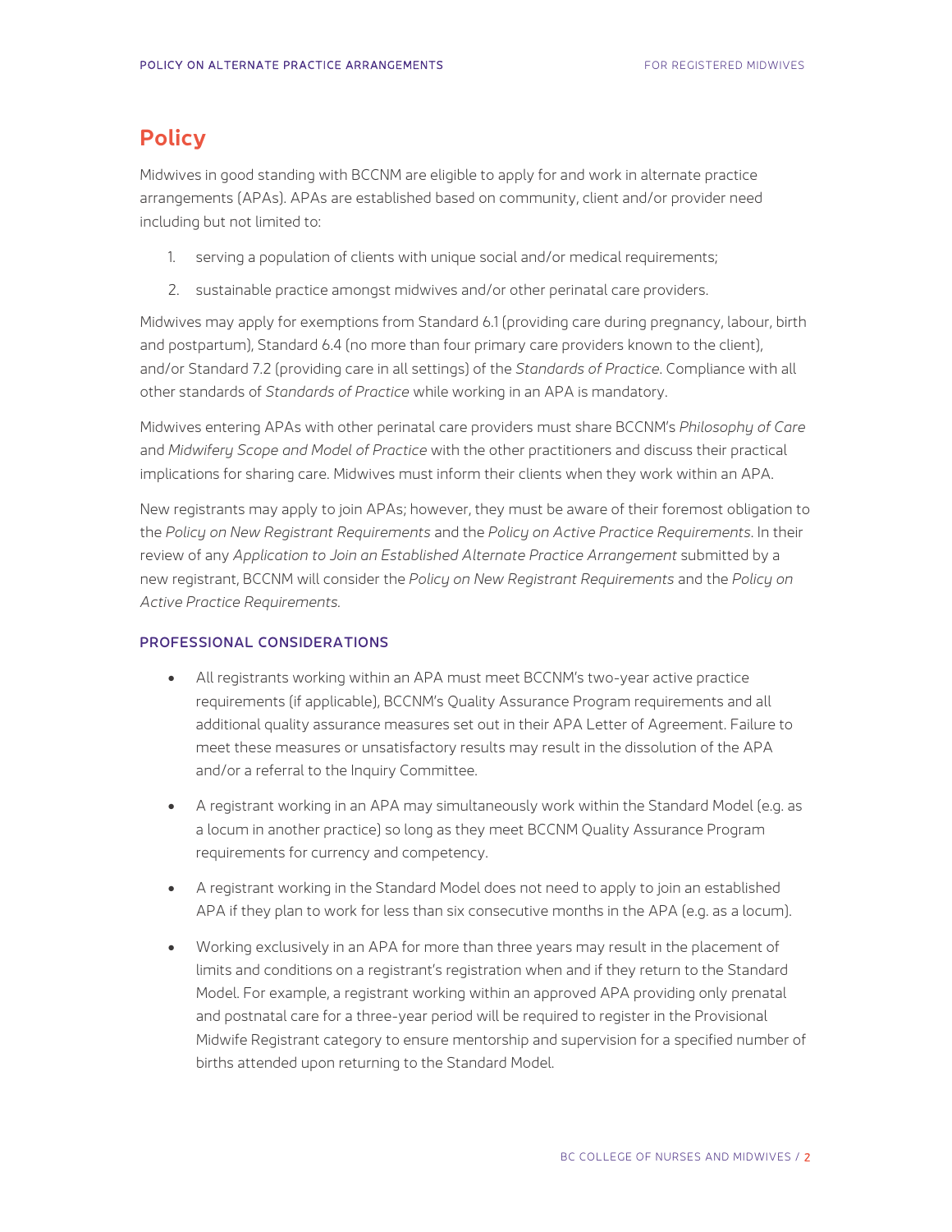# Policy

Midwives in good standing with BCCNM are eligible to apply for and work in alternate practice arrangements (APAs). APAs are established based on community, client and/or provider need including but not limited to:

1. serving a population of clients with unique social and/or medical requirements;
2. sustainable practice amongst midwives and/or other perinatal care providers.

Midwives may apply for exemptions from Standard 6.1 (providing care during pregnancy, labour, birth and postpartum), Standard 6.4 (no more than four primary care providers known to the client), and/or Standard 7.2 (providing care in all settings) of the *Standards of Practice*. Compliance with all other standards of *Standards of Practice* while working in an APA is mandatory.

Midwives entering APAs with other perinatal care providers must share BCCNM's *Philosophy of Care* and *Midwifery Scope and Model of Practice* with the other practitioners and discuss their practical implications for sharing care. Midwives must inform their clients when they work within an APA.

New registrants may apply to join APAs; however, they must be aware of their foremost obligation to the *Policy on New Registrant Requirements* and the *Policy on Active Practice Requirements*. In their review of any *Application to Join an Established Alternate Practice Arrangement* submitted by a new registrant, BCCNM will consider the *Policy on New Registrant Requirements* and the *Policy on Active Practice Requirements.*

### PROFESSIONAL CONSIDERATIONS

- All registrants working within an APA must meet BCCNM's two-year active practice requirements (if applicable), BCCNM's Quality Assurance Program requirements and all additional quality assurance measures set out in their APA Letter of Agreement. Failure to meet these measures or unsatisfactory results may result in the dissolution of the APA and/or a referral to the Inquiry Committee.
- A registrant working in an APA may simultaneously work within the Standard Model (e.g. as a locum in another practice) so long as they meet BCCNM Quality Assurance Program requirements for currency and competency.
- A registrant working in the Standard Model does not need to apply to join an established APA if they plan to work for less than six consecutive months in the APA (e.g. as a locum).
- Working exclusively in an APA for more than three years may result in the placement of limits and conditions on a registrant's registration when and if they return to the Standard Model. For example, a registrant working within an approved APA providing only prenatal and postnatal care for a three-year period will be required to register in the Provisional Midwife Registrant category to ensure mentorship and supervision for a specified number of births attended upon returning to the Standard Model.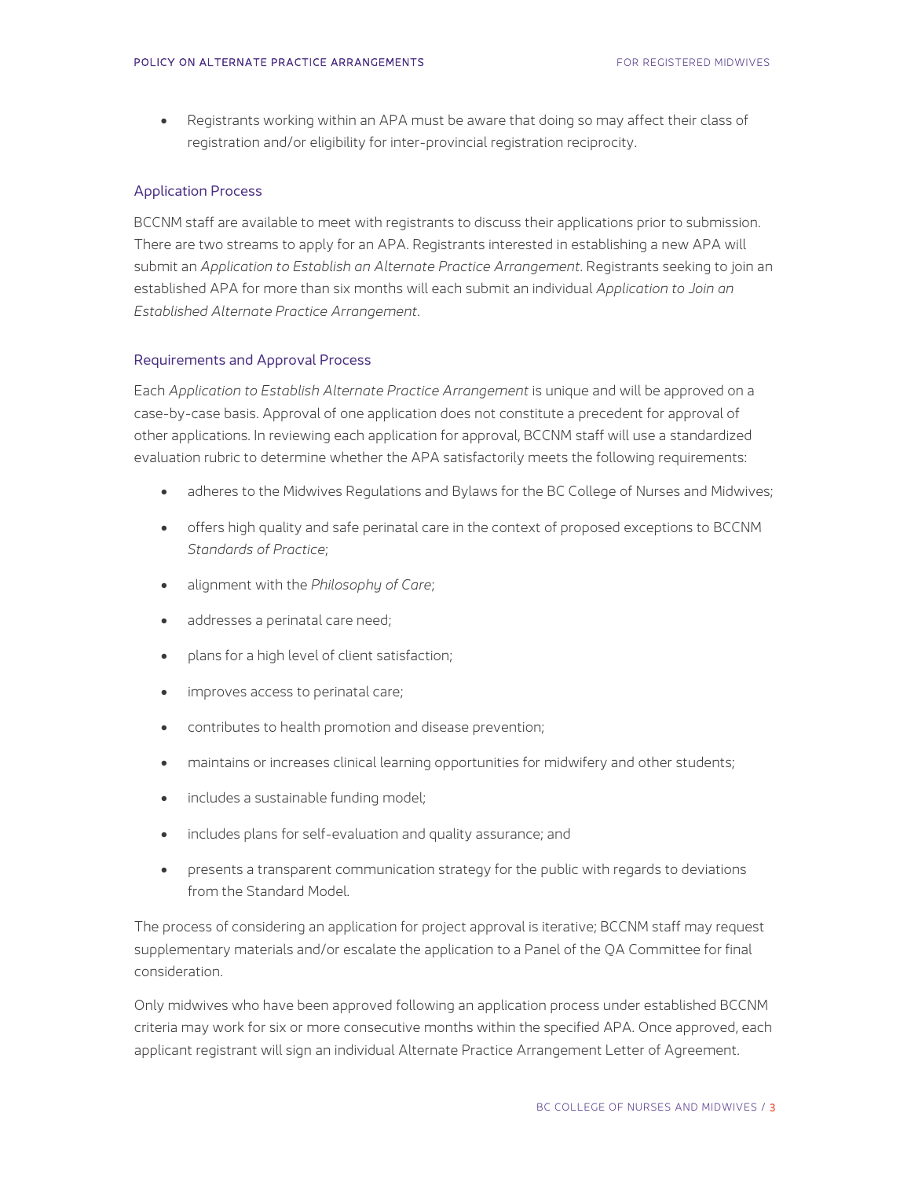- Registrants working within an APA must be aware that doing so may affect their class of registration and/or eligibility for inter-provincial registration reciprocity.

### Application Process

BCCNM staff are available to meet with registrants to discuss their applications prior to submission. There are two streams to apply for an APA. Registrants interested in establishing a new APA will submit an *Application to Establish an Alternate Practice Arrangement*. Registrants seeking to join an established APA for more than six months will each submit an individual *Application to Join an Established Alternate Practice Arrangement*.

### Requirements and Approval Process

Each *Application to Establish Alternate Practice Arrangement* is unique and will be approved on a case-by-case basis. Approval of one application does not constitute a precedent for approval of other applications. In reviewing each application for approval, BCCNM staff will use a standardized evaluation rubric to determine whether the APA satisfactorily meets the following requirements:

- adheres to the Midwives Regulations and Bylaws for the BC College of Nurses and Midwives;
- offers high quality and safe perinatal care in the context of proposed exceptions to BCCNM *Standards of Practice*;
- alignment with the *Philosophy of Care*;
- addresses a perinatal care need;
- plans for a high level of client satisfaction;
- improves access to perinatal care;
- contributes to health promotion and disease prevention;
- maintains or increases clinical learning opportunities for midwifery and other students;
- includes a sustainable funding model;
- includes plans for self-evaluation and quality assurance; and
- presents a transparent communication strategy for the public with regards to deviations from the Standard Model.

The process of considering an application for project approval is iterative; BCCNM staff may request supplementary materials and/or escalate the application to a Panel of the QA Committee for final consideration.

Only midwives who have been approved following an application process under established BCCNM criteria may work for six or more consecutive months within the specified APA. Once approved, each applicant registrant will sign an individual Alternate Practice Arrangement Letter of Agreement.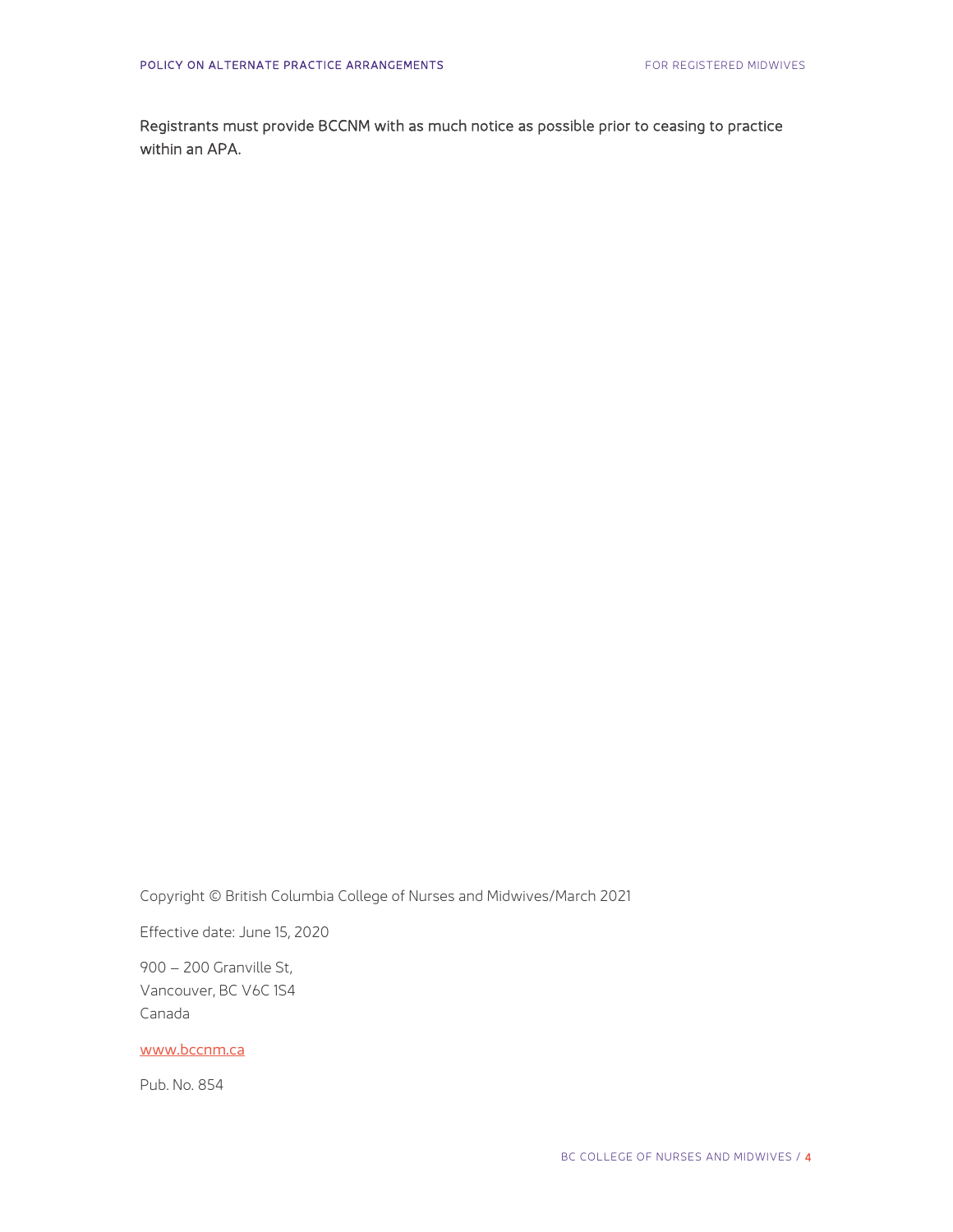Registrants must provide BCCNM with as much notice as possible prior to ceasing to practice within an APA.

Copyright © British Columbia College of Nurses and Midwives/March 2021

Effective date: June 15, 2020

900 – 200 Granville St,
Vancouver, BC V6C 1S4
Canada

www.bccnm.ca

Pub. No. 854